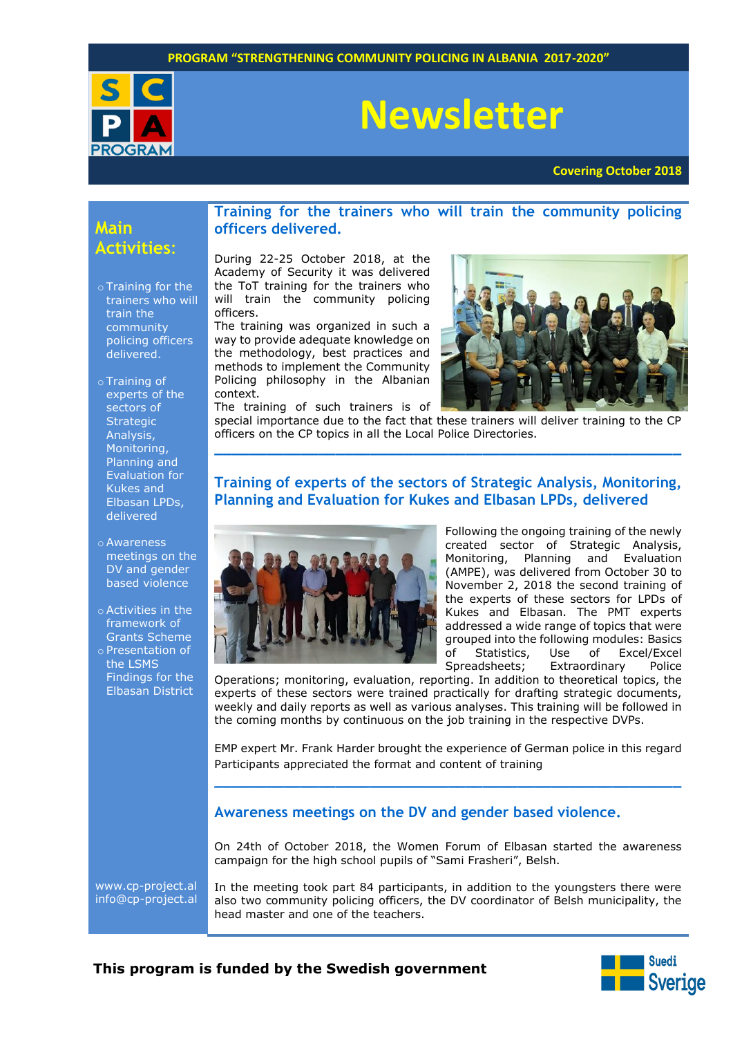**PROGRAM "STRENGTHENING COMMUNITY POLICING IN ALBANIA 2017-2020"**

# Newsletter

**Covering October 2018**

## Main Activities:

- Training for the trainers who will train the community policing officers delivered.
- Training of experts of the sectors of Strategic Analysis, Monitoring, Planning and Evaluation for Kukes and Elbasan LPDs, delivered
- Awareness meetings on the DV and gender based violence
- Activities in the framework of Grants Scheme
- Presentation of the LSMS Findings for the Elbasan District

www.cp-project.al
info@cp-project.al

## Training for the trainers who will train the community policing officers delivered.

During 22-25 October 2018, at the Academy of Security it was delivered the ToT training for the trainers who will train the community policing officers.

The training was organized in such a way to provide adequate knowledge on the methodology, best practices and methods to implement the Community Policing philosophy in the Albanian context.

The training of such trainers is of special importance due to the fact that these trainers will deliver training to the CP officers on the CP topics in all the Local Police Directories.

---

## Training of experts of the sectors of Strategic Analysis, Monitoring, Planning and Evaluation for Kukes and Elbasan LPDs, delivered

Following the ongoing training of the newly created sector of Strategic Analysis, Monitoring, Planning and Evaluation (AMPE), was delivered from October 30 to November 2, 2018 the second training of the experts of these sectors for LPDs of Kukes and Elbasan. The PMT experts addressed a wide range of topics that were grouped into the following modules: Basics of Statistics, Use of Excel/Excel Spreadsheets; Extraordinary Police Operations; monitoring, evaluation, reporting. In addition to theoretical topics, the experts of these sectors were trained practically for drafting strategic documents, weekly and daily reports as well as various analyses. This training will be followed in the coming months by continuous on the job training in the respective DVPs.

EMP expert Mr. Frank Harder brought the experience of German police in this regard
Participants appreciated the format and content of training

---

## Awareness meetings on the DV and gender based violence.

On 24th of October 2018, the Women Forum of Elbasan started the awareness campaign for the high school pupils of "Sami Frasheri", Belsh.

In the meeting took part 84 participants, in addition to the youngsters there were also two community policing officers, the DV coordinator of Belsh municipality, the head master and one of the teachers.

**This program is funded by the Swedish government**

Suedi
Sverige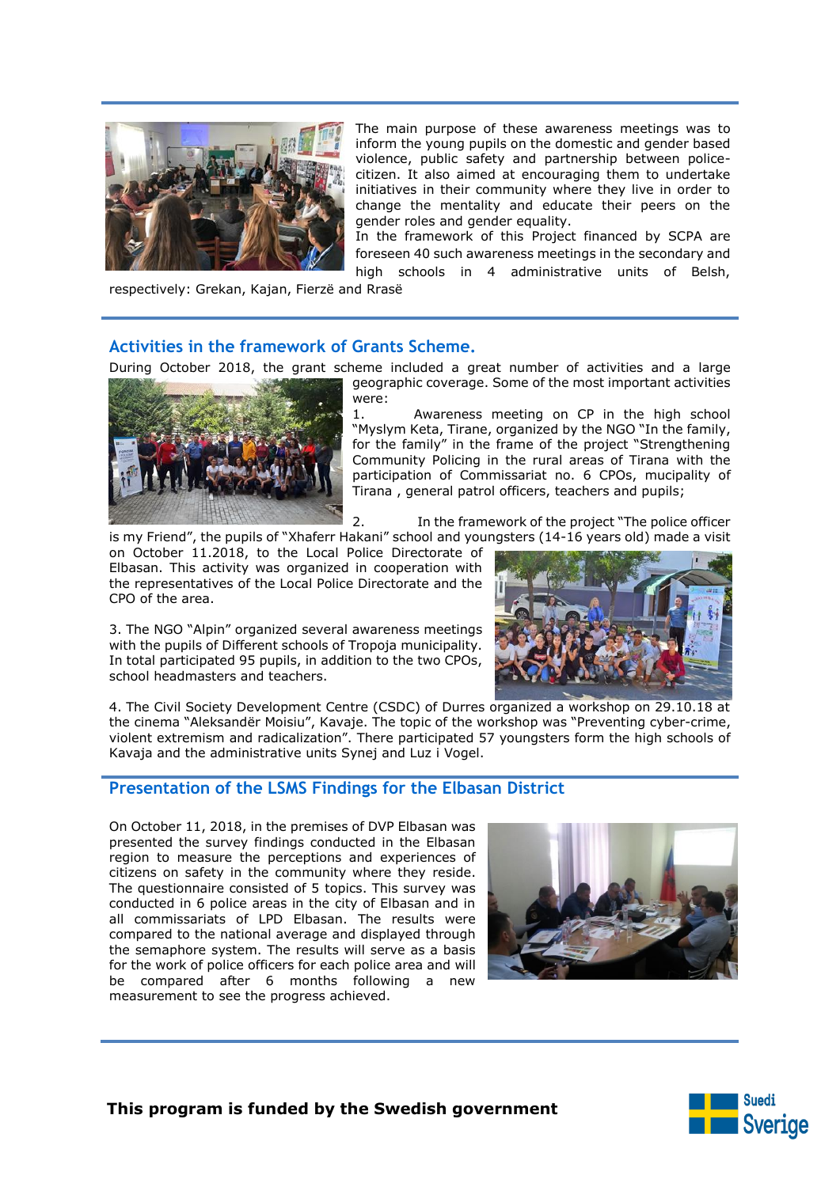The main purpose of these awareness meetings was to inform the young pupils on the domestic and gender based violence, public safety and partnership between police-citizen. It also aimed at encouraging them to undertake initiatives in their community where they live in order to change the mentality and educate their peers on the gender roles and gender equality.

In the framework of this Project financed by SCPA are foreseen 40 such awareness meetings in the secondary and high schools in 4 administrative units of Belsh, respectively: Grekan, Kajan, Fierzë and Rrasë

## Activities in the framework of Grants Scheme.

During October 2018, the grant scheme included a great number of activities and a large geographic coverage. Some of the most important activities were:

1. Awareness meeting on CP in the high school "Myslym Keta, Tirane, organized by the NGO "In the family, for the family" in the frame of the project "Strengthening Community Policing in the rural areas of Tirana with the participation of Commissariat no. 6 CPOs, mucipality of Tirana , general patrol officers, teachers and pupils;

2. In the framework of the project "The police officer is my Friend", the pupils of "Xhaferr Hakani" school and youngsters (14-16 years old) made a visit on October 11.2018, to the Local Police Directorate of Elbasan. This activity was organized in cooperation with the representatives of the Local Police Directorate and the CPO of the area.

3. The NGO "Alpin" organized several awareness meetings with the pupils of Different schools of Tropoja municipality. In total participated 95 pupils, in addition to the two CPOs, school headmasters and teachers.

4. The Civil Society Development Centre (CSDC) of Durres organized a workshop on 29.10.18 at the cinema "Aleksandër Moisiu", Kavaje. The topic of the workshop was "Preventing cyber-crime, violent extremism and radicalization". There participated 57 youngsters form the high schools of Kavaja and the administrative units Synej and Luz i Vogel.

## Presentation of the LSMS Findings for the Elbasan District

On October 11, 2018, in the premises of DVP Elbasan was presented the survey findings conducted in the Elbasan region to measure the perceptions and experiences of citizens on safety in the community where they reside. The questionnaire consisted of 5 topics. This survey was conducted in 6 police areas in the city of Elbasan and in all commissariats of LPD Elbasan. The results were compared to the national average and displayed through the semaphore system. The results will serve as a basis for the work of police officers for each police area and will be compared after 6 months following a new measurement to see the progress achieved.

**This program is funded by the Swedish government**

Suedi
Sverige